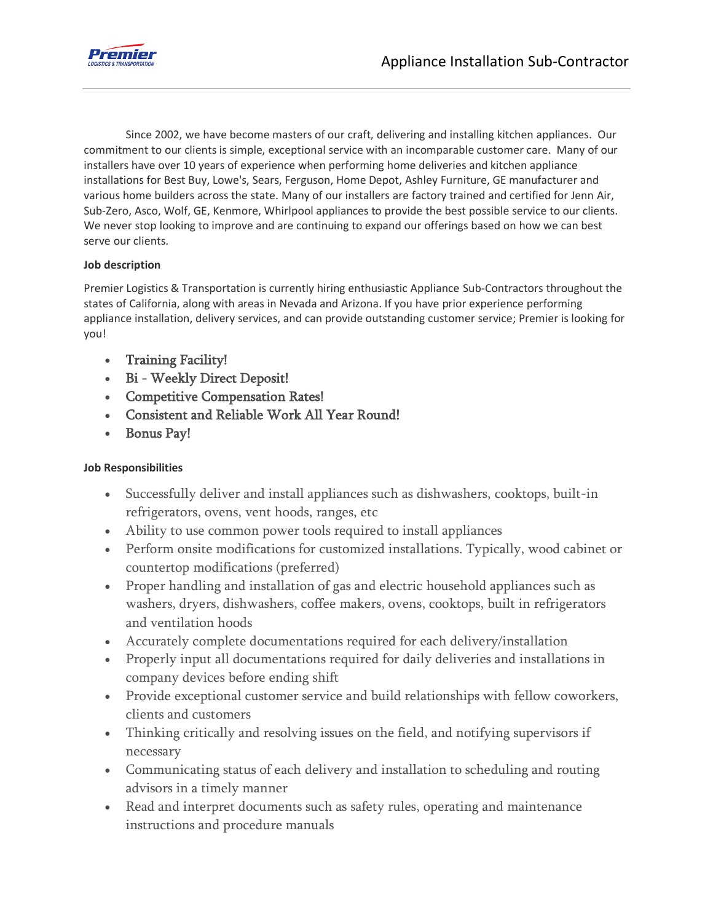# Appliance Installation Sub-Contractor

Since 2002, we have become masters of our craft, delivering and installing kitchen appliances. Our commitment to our clients is simple, exceptional service with an incomparable customer care. Many of our installers have over 10 years of experience when performing home deliveries and kitchen appliance installations for Best Buy, Lowe's, Sears, Ferguson, Home Depot, Ashley Furniture, GE manufacturer and various home builders across the state. Many of our installers are factory trained and certified for Jenn Air, Sub-Zero, Asco, Wolf, GE, Kenmore, Whirlpool appliances to provide the best possible service to our clients. We never stop looking to improve and are continuing to expand our offerings based on how we can best serve our clients.

**Job description**

Premier Logistics & Transportation is currently hiring enthusiastic Appliance Sub-Contractors throughout the states of California, along with areas in Nevada and Arizona. If you have prior experience performing appliance installation, delivery services, and can provide outstanding customer service; Premier is looking for you!

- Training Facility!
- Bi - Weekly Direct Deposit!
- Competitive Compensation Rates!
- Consistent and Reliable Work All Year Round!
- Bonus Pay!

**Job Responsibilities**

- Successfully deliver and install appliances such as dishwashers, cooktops, built-in refrigerators, ovens, vent hoods, ranges, etc
- Ability to use common power tools required to install appliances
- Perform onsite modifications for customized installations. Typically, wood cabinet or countertop modifications (preferred)
- Proper handling and installation of gas and electric household appliances such as washers, dryers, dishwashers, coffee makers, ovens, cooktops, built in refrigerators and ventilation hoods
- Accurately complete documentations required for each delivery/installation
- Properly input all documentations required for daily deliveries and installations in company devices before ending shift
- Provide exceptional customer service and build relationships with fellow coworkers, clients and customers
- Thinking critically and resolving issues on the field, and notifying supervisors if necessary
- Communicating status of each delivery and installation to scheduling and routing advisors in a timely manner
- Read and interpret documents such as safety rules, operating and maintenance instructions and procedure manuals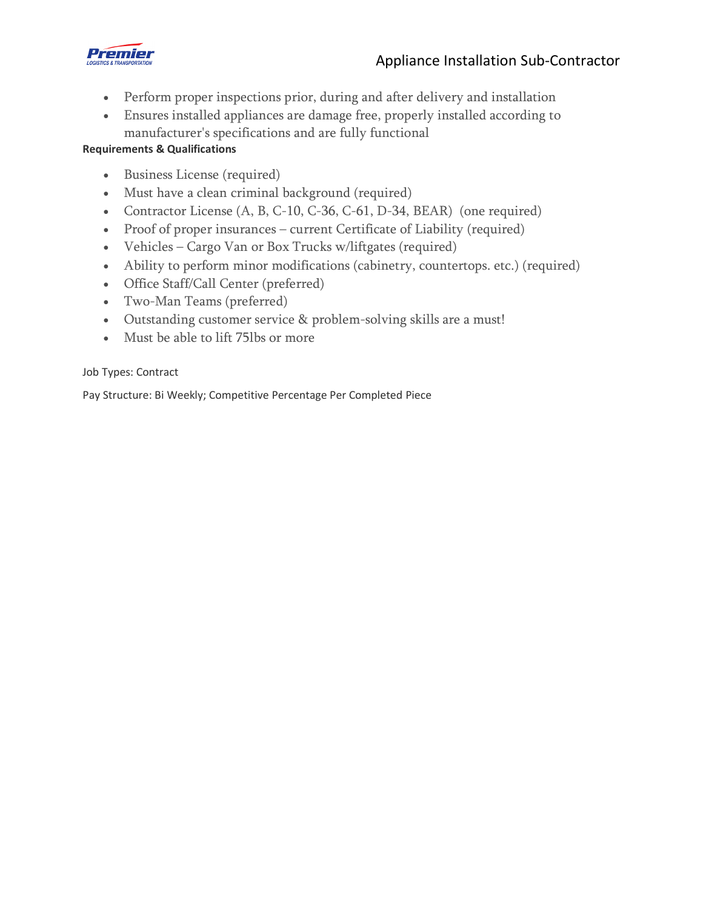- Perform proper inspections prior, during and after delivery and installation
- Ensures installed appliances are damage free, properly installed according to manufacturer's specifications and are fully functional

**Requirements & Qualifications**

- Business License (required)
- Must have a clean criminal background (required)
- Contractor License (A, B, C-10, C-36, C-61, D-34, BEAR) (one required)
- Proof of proper insurances – current Certificate of Liability (required)
- Vehicles – Cargo Van or Box Trucks w/liftgates (required)
- Ability to perform minor modifications (cabinetry, countertops. etc.) (required)
- Office Staff/Call Center (preferred)
- Two-Man Teams (preferred)
- Outstanding customer service & problem-solving skills are a must!
- Must be able to lift 75lbs or more

Job Types: Contract

Pay Structure: Bi Weekly; Competitive Percentage Per Completed Piece